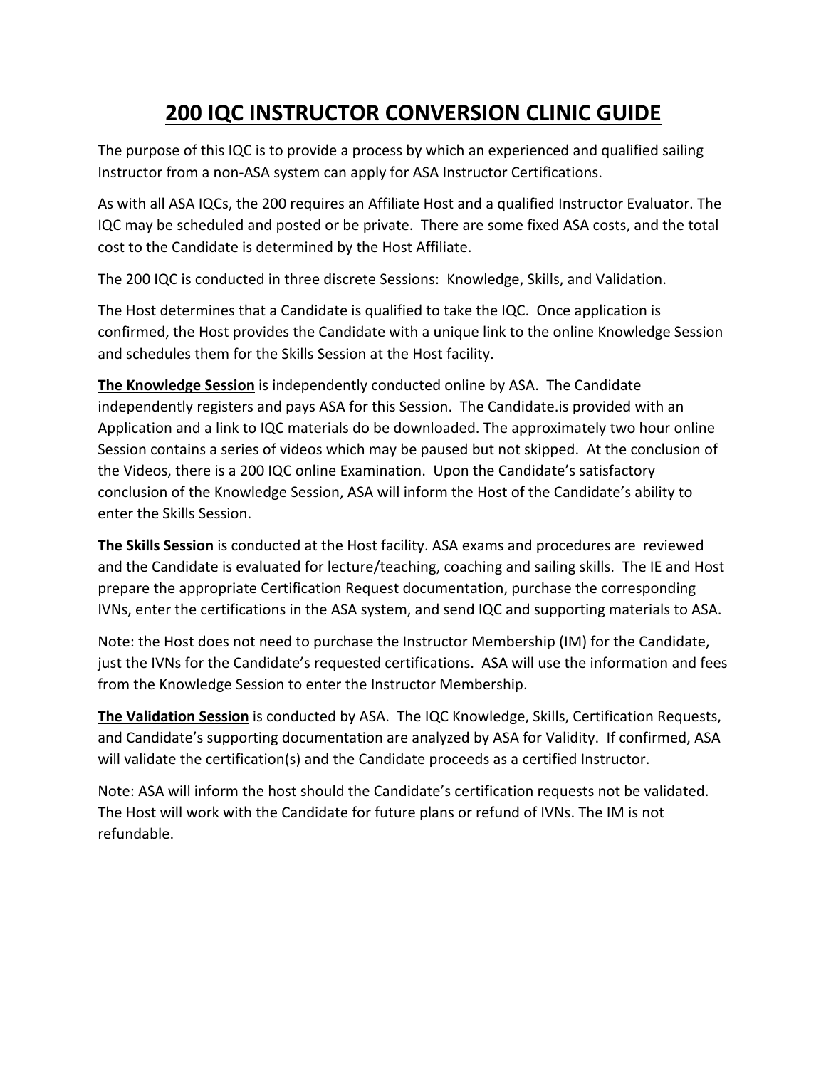# 200 IQC INSTRUCTOR CONVERSION CLINIC GUIDE

The purpose of this IQC is to provide a process by which an experienced and qualified sailing Instructor from a non-ASA system can apply for ASA Instructor Certifications.

As with all ASA IQCs, the 200 requires an Affiliate Host and a qualified Instructor Evaluator. The IQC may be scheduled and posted or be private. There are some fixed ASA costs, and the total cost to the Candidate is determined by the Host Affiliate.

The 200 IQC is conducted in three discrete Sessions: Knowledge, Skills, and Validation.

The Host determines that a Candidate is qualified to take the IQC. Once application is confirmed, the Host provides the Candidate with a unique link to the online Knowledge Session and schedules them for the Skills Session at the Host facility.

**The Knowledge Session** is independently conducted online by ASA. The Candidate independently registers and pays ASA for this Session. The Candidate.is provided with an Application and a link to IQC materials do be downloaded. The approximately two hour online Session contains a series of videos which may be paused but not skipped. At the conclusion of the Videos, there is a 200 IQC online Examination. Upon the Candidate's satisfactory conclusion of the Knowledge Session, ASA will inform the Host of the Candidate's ability to enter the Skills Session.

**The Skills Session** is conducted at the Host facility. ASA exams and procedures are reviewed and the Candidate is evaluated for lecture/teaching, coaching and sailing skills. The IE and Host prepare the appropriate Certification Request documentation, purchase the corresponding IVNs, enter the certifications in the ASA system, and send IQC and supporting materials to ASA.

Note: the Host does not need to purchase the Instructor Membership (IM) for the Candidate, just the IVNs for the Candidate's requested certifications. ASA will use the information and fees from the Knowledge Session to enter the Instructor Membership.

**The Validation Session** is conducted by ASA. The IQC Knowledge, Skills, Certification Requests, and Candidate's supporting documentation are analyzed by ASA for Validity. If confirmed, ASA will validate the certification(s) and the Candidate proceeds as a certified Instructor.

Note: ASA will inform the host should the Candidate's certification requests not be validated. The Host will work with the Candidate for future plans or refund of IVNs. The IM is not refundable.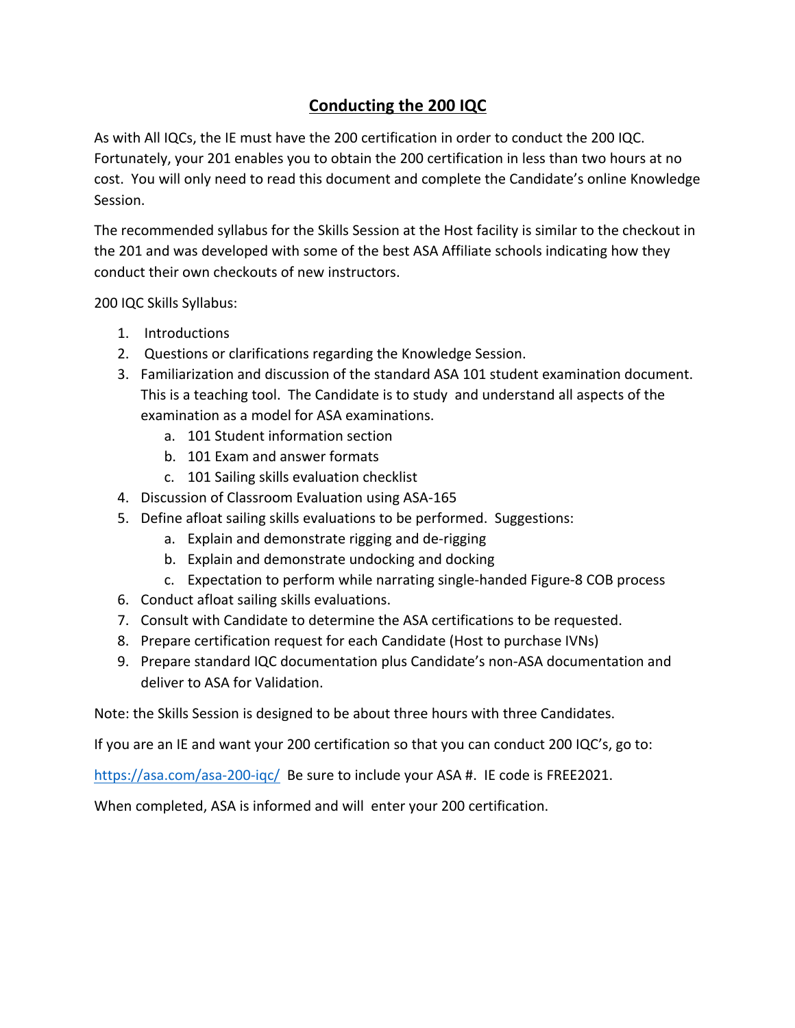# Conducting the 200 IQC

As with All IQCs, the IE must have the 200 certification in order to conduct the 200 IQC. Fortunately, your 201 enables you to obtain the 200 certification in less than two hours at no cost. You will only need to read this document and complete the Candidate's online Knowledge Session.

The recommended syllabus for the Skills Session at the Host facility is similar to the checkout in the 201 and was developed with some of the best ASA Affiliate schools indicating how they conduct their own checkouts of new instructors.

200 IQC Skills Syllabus:

1. Introductions
2. Questions or clarifications regarding the Knowledge Session.
3. Familiarization and discussion of the standard ASA 101 student examination document. This is a teaching tool. The Candidate is to study and understand all aspects of the examination as a model for ASA examinations.
   a. 101 Student information section
   b. 101 Exam and answer formats
   c. 101 Sailing skills evaluation checklist
4. Discussion of Classroom Evaluation using ASA-165
5. Define afloat sailing skills evaluations to be performed. Suggestions:
   a. Explain and demonstrate rigging and de-rigging
   b. Explain and demonstrate undocking and docking
   c. Expectation to perform while narrating single-handed Figure-8 COB process
6. Conduct afloat sailing skills evaluations.
7. Consult with Candidate to determine the ASA certifications to be requested.
8. Prepare certification request for each Candidate (Host to purchase IVNs)
9. Prepare standard IQC documentation plus Candidate's non-ASA documentation and deliver to ASA for Validation.

Note: the Skills Session is designed to be about three hours with three Candidates.

If you are an IE and want your 200 certification so that you can conduct 200 IQC's, go to:

https://asa.com/asa-200-iqc/ Be sure to include your ASA #. IE code is FREE2021.

When completed, ASA is informed and will enter your 200 certification.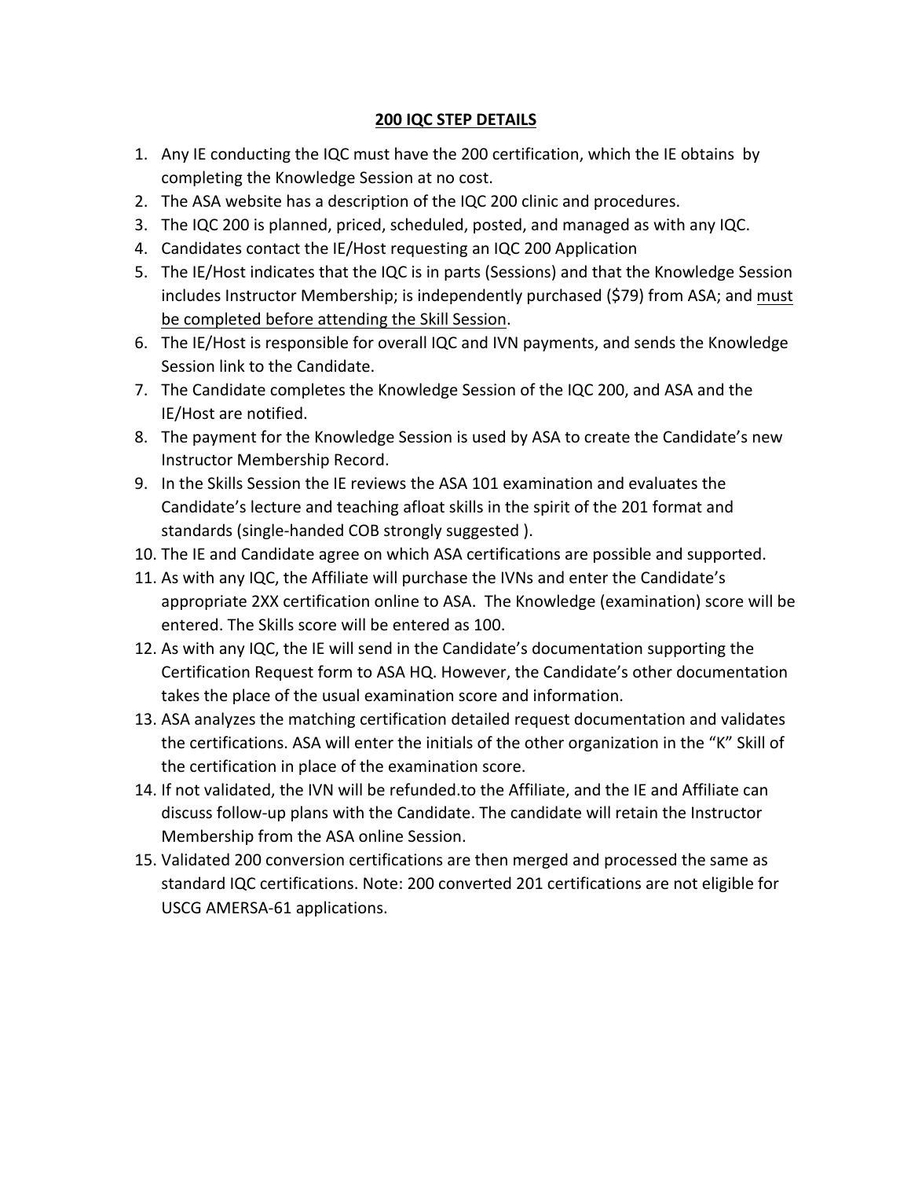## 200 IQC STEP DETAILS

1. Any IE conducting the IQC must have the 200 certification, which the IE obtains by completing the Knowledge Session at no cost.
2. The ASA website has a description of the IQC 200 clinic and procedures.
3. The IQC 200 is planned, priced, scheduled, posted, and managed as with any IQC.
4. Candidates contact the IE/Host requesting an IQC 200 Application
5. The IE/Host indicates that the IQC is in parts (Sessions) and that the Knowledge Session includes Instructor Membership; is independently purchased ($79) from ASA; and <u>must be completed before attending the Skill Session</u>.
6. The IE/Host is responsible for overall IQC and IVN payments, and sends the Knowledge Session link to the Candidate.
7. The Candidate completes the Knowledge Session of the IQC 200, and ASA and the IE/Host are notified.
8. The payment for the Knowledge Session is used by ASA to create the Candidate's new Instructor Membership Record.
9. In the Skills Session the IE reviews the ASA 101 examination and evaluates the Candidate's lecture and teaching afloat skills in the spirit of the 201 format and standards (single-handed COB strongly suggested ).
10. The IE and Candidate agree on which ASA certifications are possible and supported.
11. As with any IQC, the Affiliate will purchase the IVNs and enter the Candidate's appropriate 2XX certification online to ASA. The Knowledge (examination) score will be entered. The Skills score will be entered as 100.
12. As with any IQC, the IE will send in the Candidate's documentation supporting the Certification Request form to ASA HQ. However, the Candidate's other documentation takes the place of the usual examination score and information.
13. ASA analyzes the matching certification detailed request documentation and validates the certifications. ASA will enter the initials of the other organization in the "K" Skill of the certification in place of the examination score.
14. If not validated, the IVN will be refunded.to the Affiliate, and the IE and Affiliate can discuss follow-up plans with the Candidate. The candidate will retain the Instructor Membership from the ASA online Session.
15. Validated 200 conversion certifications are then merged and processed the same as standard IQC certifications. Note: 200 converted 201 certifications are not eligible for USCG AMERSA-61 applications.